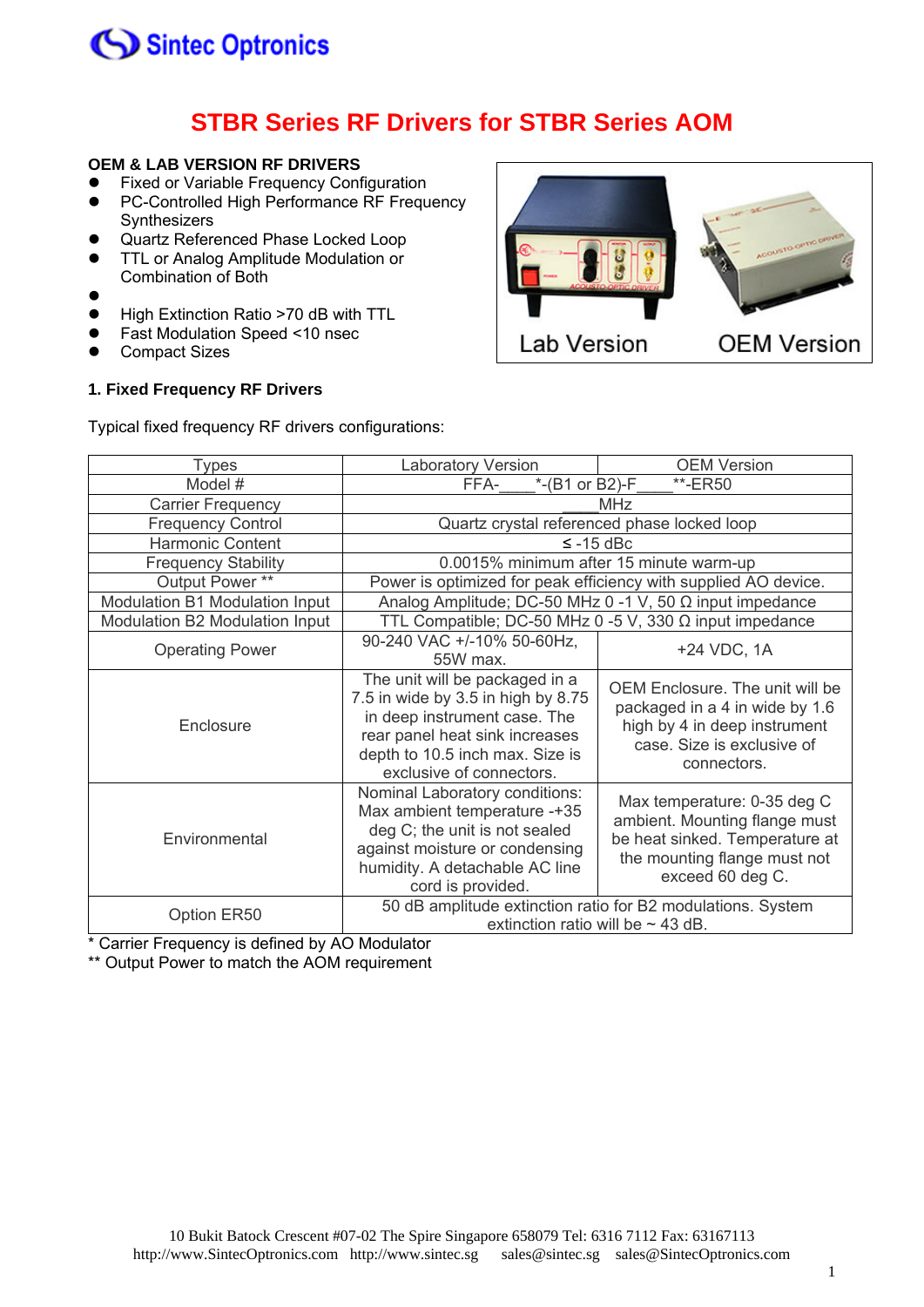# STBR Series RF Drivers for STBR Series AOM

**OEM & LAB VERSION RF DRIVERS**

- Fixed or Variable Frequency Configuration
- PC-Controlled High Performance RF Frequency Synthesizers
- Quartz Referenced Phase Locked Loop
- TTL or Analog Amplitude Modulation or Combination of Both
- 
- High Extinction Ratio >70 dB with TTL
- Fast Modulation Speed <10 nsec
- Compact Sizes

Lab Version    OEM Version

**1. Fixed Frequency RF Drivers**

Typical fixed frequency RF drivers configurations:

| Types | Laboratory Version | OEM Version |
|---|---|---|
| Model # | FFA-____*-(B1 or B2)-F____**-ER50 | |
| Carrier Frequency | ____MHz | |
| Frequency Control | Quartz crystal referenced phase locked loop | |
| Harmonic Content | ≤ -15 dBc | |
| Frequency Stability | 0.0015% minimum after 15 minute warm-up | |
| Output Power ** | Power is optimized for peak efficiency with supplied AO device. | |
| Modulation B1 Modulation Input | Analog Amplitude; DC-50 MHz 0 -1 V, 50 Ω input impedance | |
| Modulation B2 Modulation Input | TTL Compatible; DC-50 MHz 0 -5 V, 330 Ω input impedance | |
| Operating Power | 90-240 VAC +/-10% 50-60Hz, 55W max. | +24 VDC, 1A |
| Enclosure | The unit will be packaged in a 7.5 in wide by 3.5 in high by 8.75 in deep instrument case. The rear panel heat sink increases depth to 10.5 inch max. Size is exclusive of connectors. | OEM Enclosure. The unit will be packaged in a 4 in wide by 1.6 high by 4 in deep instrument case. Size is exclusive of connectors. |
| Environmental | Nominal Laboratory conditions: Max ambient temperature -+35 deg C; the unit is not sealed against moisture or condensing humidity. A detachable AC line cord is provided. | Max temperature: 0-35 deg C ambient. Mounting flange must be heat sinked. Temperature at the mounting flange must not exceed 60 deg C. |
| Option ER50 | 50 dB amplitude extinction ratio for B2 modulations. System extinction ratio will be ~ 43 dB. | |

\* Carrier Frequency is defined by AO Modulator
** Output Power to match the AOM requirement

10 Bukit Batock Crescent #07-02 The Spire Singapore 658079 Tel: 6316 7112 Fax: 63167113
http://www.SintecOptronics.com http://www.sintec.sg sales@sintec.sg sales@SintecOptronics.com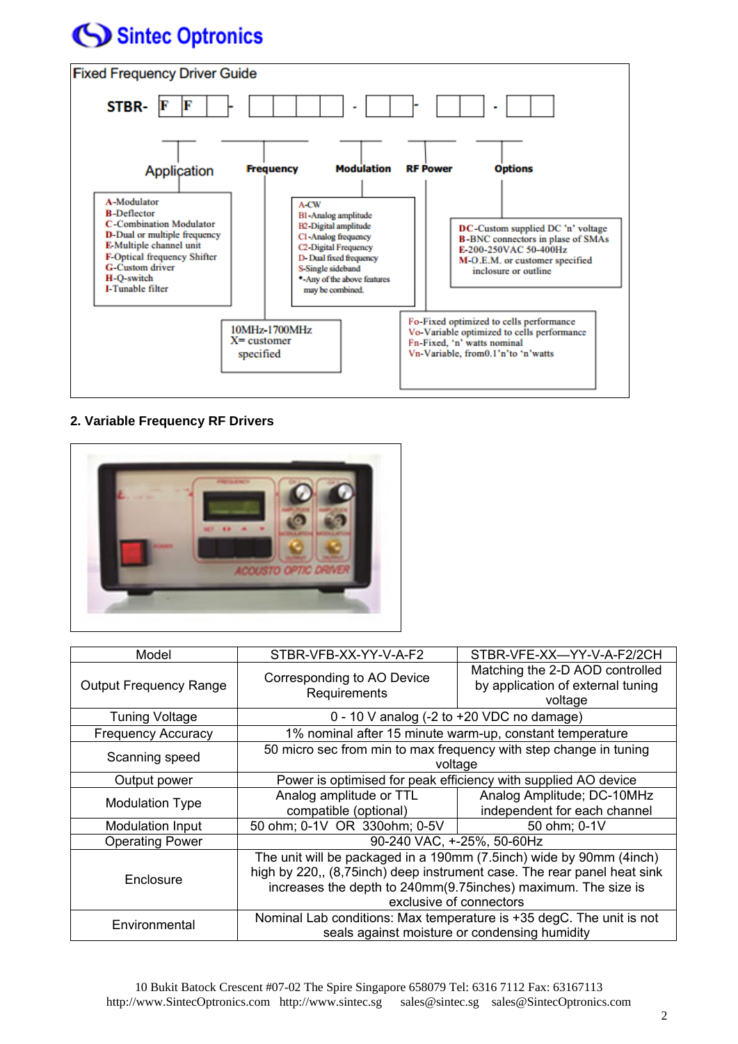## Fixed Frequency Driver Guide

STBR- F F - - - -

**Application**

- A-Modulator
- B-Deflector
- C-Combination Modulator
- D-Dual or multiple frequency
- E-Multiple channel unit
- F-Optical frequency Shifter
- G-Custom driver
- H-Q-switch
- I-Tunable filter

**Frequency**

10MHz-1700MHz
X= customer specified

**Modulation**

- A-CW
- B1-Analog amplitude
- B2-Digital amplitude
- C1-Analog frequency
- C2-Digital Frequency
- D- Dual fixed frequency
- S-Single sideband
- *-Any of the above features may be combined.

**RF Power**

- Fo-Fixed optimized to cells performance
- Vo-Variable optimized to cells performance
- Fn-Fixed, 'n' watts nominal
- Vn-Variable, from0.1'n'to 'n'watts

**Options**

- DC-Custom supplied DC 'n' voltage
- B-BNC connectors in plase of SMAs
- E-200-250VAC 50-400Hz
- M-O.E.M. or customer specified inclosure or outline

## 2. Variable Frequency RF Drivers

| Model | STBR-VFB-XX-YY-V-A-F2 | STBR-VFE-XX—YY-V-A-F2/2CH |
|---|---|---|
| Output Frequency Range | Corresponding to AO Device Requirements | Matching the 2-D AOD controlled by application of external tuning voltage |
| Tuning Voltage | 0 - 10 V analog (-2 to +20 VDC no damage) | |
| Frequency Accuracy | 1% nominal after 15 minute warm-up, constant temperature | |
| Scanning speed | 50 micro sec from min to max frequency with step change in tuning voltage | |
| Output power | Power is optimised for peak efficiency with supplied AO device | |
| Modulation Type | Analog amplitude or TTL compatible (optional) | Analog Amplitude; DC-10MHz independent for each channel |
| Modulation Input | 50 ohm; 0-1V OR 330ohm; 0-5V | 50 ohm; 0-1V |
| Operating Power | 90-240 VAC, +-25%, 50-60Hz | |
| Enclosure | The unit will be packaged in a 190mm (7.5inch) wide by 90mm (4inch) high by 220,, (8,75inch) deep instrument case. The rear panel heat sink increases the depth to 240mm(9.75inches) maximum. The size is exclusive of connectors | |
| Environmental | Nominal Lab conditions: Max temperature is +35 degC. The unit is not seals against moisture or condensing humidity | |

10 Bukit Batock Crescent #07-02 The Spire Singapore 658079 Tel: 6316 7112 Fax: 63167113
http://www.SintecOptronics.com http://www.sintec.sg sales@sintec.sg sales@SintecOptronics.com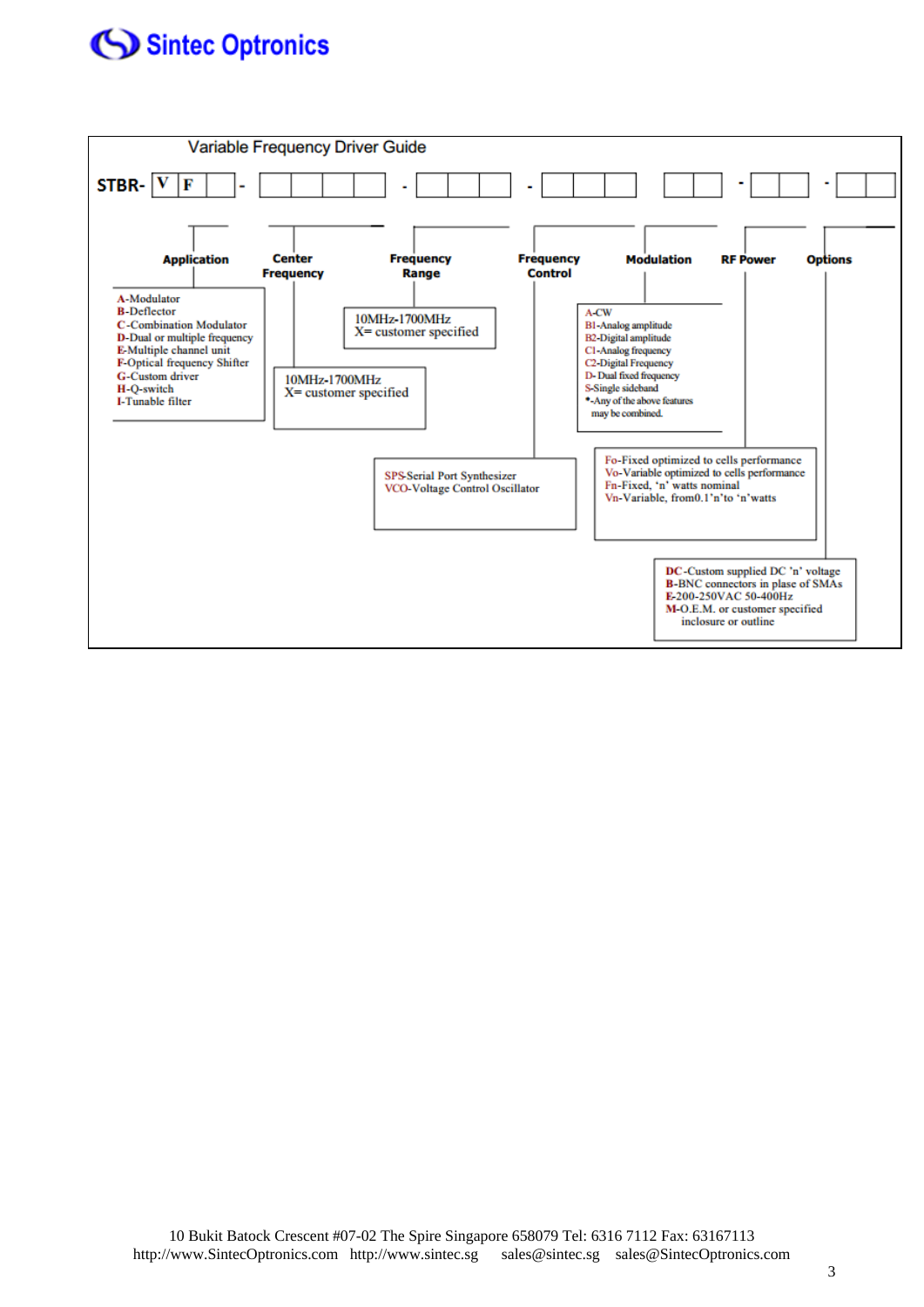## Variable Frequency Driver Guide

STBR- | V | F | | - | | | | | - | | | | - | | | | | | - | | | - | | |

**Application**

- A-Modulator
- B-Deflector
- C-Combination Modulator
- D-Dual or multiple frequency
- E-Multiple channel unit
- F-Optical frequency Shifter
- G-Custom driver
- H-Q-switch
- I-Tunable filter

**Center Frequency**

10MHz-1700MHz
X= customer specified

**Frequency Range**

10MHz-1700MHz
X= customer specified

**Frequency Control**

SPS-Serial Port Synthesizer
VCO-Voltage Control Oscillator

**Modulation**

- A-CW
- B1-Analog amplitude
- B2-Digital amplitude
- C1-Analog frequency
- C2-Digital Frequency
- D- Dual fixed frequency
- S-Single sideband
- *-Any of the above features may be combined.

**RF Power**

- Fo-Fixed optimized to cells performance
- Vo-Variable optimized to cells performance
- Fn-Fixed, 'n' watts nominal
- Vn-Variable, from0.1'n'to 'n'watts

**Options**

- DC-Custom supplied DC 'n' voltage
- B-BNC connectors in plase of SMAs
- E-200-250VAC 50-400Hz
- M-O.E.M. or customer specified inclosure or outline

10 Bukit Batock Crescent #07-02 The Spire Singapore 658079 Tel: 6316 7112 Fax: 63167113
http://www.SintecOptronics.com http://www.sintec.sg sales@sintec.sg sales@SintecOptronics.com